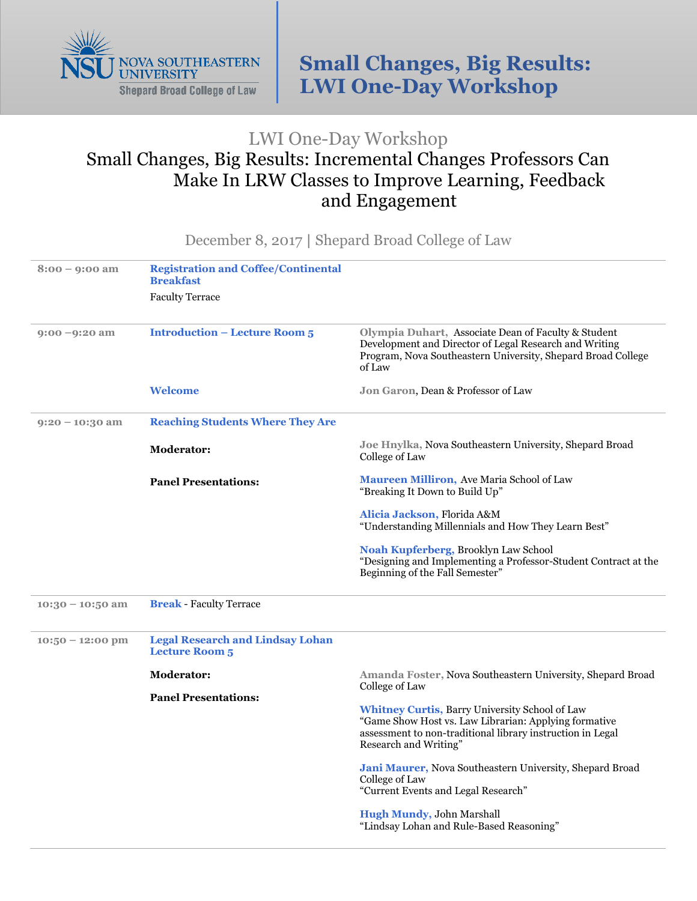NOVA SOUTHEASTERN UNIVERSITY
Shepard Broad College of Law

# Small Changes, Big Results: LWI One-Day Workshop

## LWI One-Day Workshop

## Small Changes, Big Results: Incremental Changes Professors Can Make In LRW Classes to Improve Learning, Feedback and Engagement

December 8, 2017 | Shepard Broad College of Law

| | | |
|---|---|---|
| **8:00 – 9:00 am** | **Registration and Coffee/Continental Breakfast**<br>Faculty Terrace | |
| **9:00 –9:20 am** | **Introduction – Lecture Room 5** | **Olympia Duhart,** Associate Dean of Faculty & Student Development and Director of Legal Research and Writing Program, Nova Southeastern University, Shepard Broad College of Law |
| | **Welcome** | **Jon Garon**, Dean & Professor of Law |
| **9:20 – 10:30 am** | **Reaching Students Where They Are** | |
| | **Moderator:** | **Joe Hnylka,** Nova Southeastern University, Shepard Broad College of Law |
| | **Panel Presentations:** | **Maureen Milliron,** Ave Maria School of Law<br>"Breaking It Down to Build Up" |
| | | **Alicia Jackson,** Florida A&M<br>"Understanding Millennials and How They Learn Best" |
| | | **Noah Kupferberg,** Brooklyn Law School<br>"Designing and Implementing a Professor-Student Contract at the Beginning of the Fall Semester" |
| **10:30 – 10:50 am** | **Break** - Faculty Terrace | |
| **10:50 – 12:00 pm** | **Legal Research and Lindsay Lohan Lecture Room 5** | |
| | **Moderator:** | **Amanda Foster,** Nova Southeastern University, Shepard Broad College of Law |
| | **Panel Presentations:** | **Whitney Curtis,** Barry University School of Law<br>"Game Show Host vs. Law Librarian: Applying formative assessment to non-traditional library instruction in Legal Research and Writing" |
| | | **Jani Maurer,** Nova Southeastern University, Shepard Broad College of Law<br>"Current Events and Legal Research" |
| | | **Hugh Mundy,** John Marshall<br>"Lindsay Lohan and Rule-Based Reasoning" |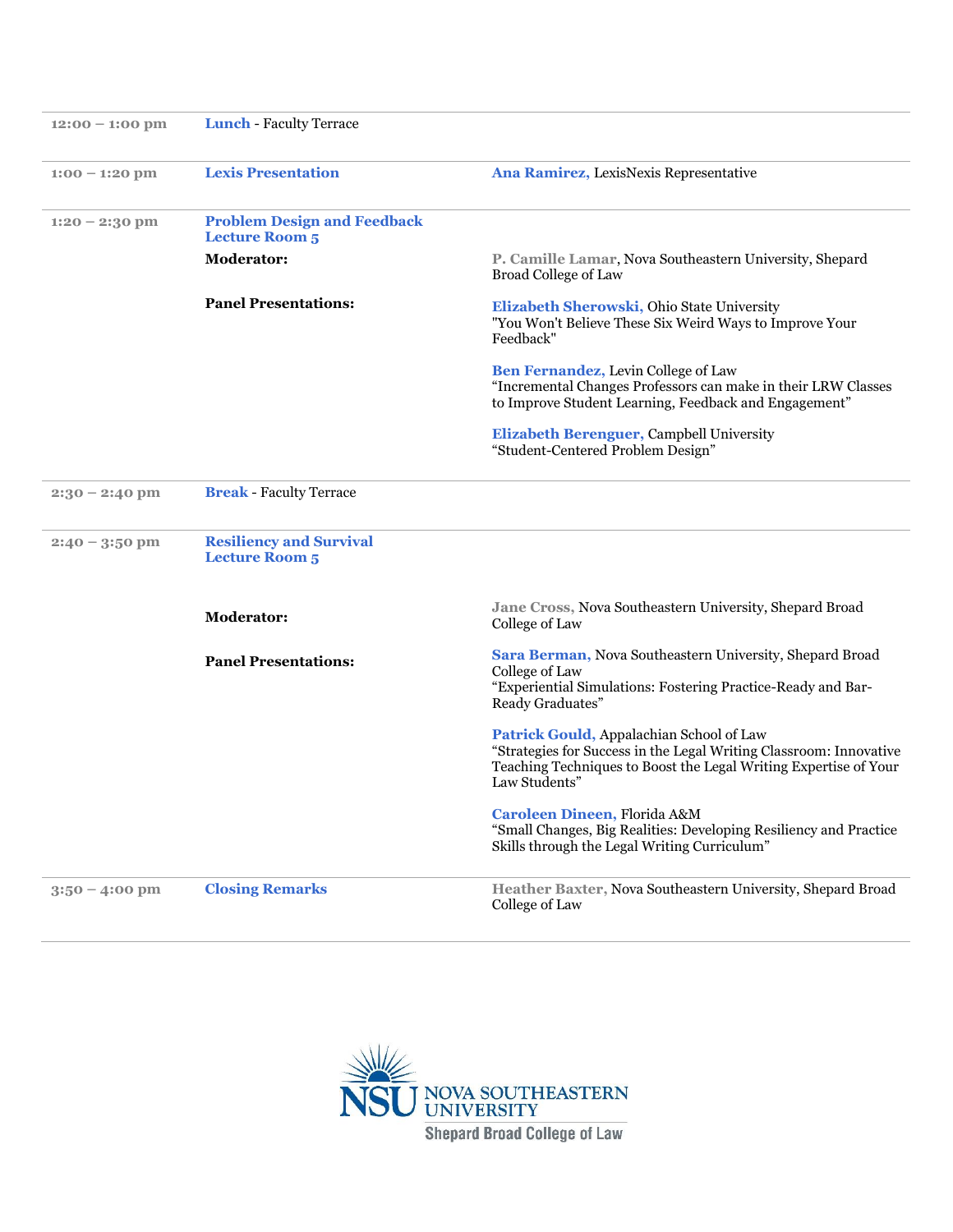| | | |
|---|---|---|
| 12:00 – 1:00 pm | **Lunch** - Faculty Terrace | |
| 1:00 – 1:20 pm | **Lexis Presentation** | **Ana Ramirez,** LexisNexis Representative |
| 1:20 – 2:30 pm | **Problem Design and Feedback**<br>**Lecture Room 5** | |
| | **Moderator:** | **P. Camille Lamar**, Nova Southeastern University, Shepard Broad College of Law |
| | **Panel Presentations:** | **Elizabeth Sherowski,** Ohio State University<br>"You Won't Believe These Six Weird Ways to Improve Your Feedback" |
| | | **Ben Fernandez,** Levin College of Law<br>"Incremental Changes Professors can make in their LRW Classes to Improve Student Learning, Feedback and Engagement" |
| | | **Elizabeth Berenguer,** Campbell University<br>"Student-Centered Problem Design" |
| 2:30 – 2:40 pm | **Break** - Faculty Terrace | |
| 2:40 – 3:50 pm | **Resiliency and Survival**<br>**Lecture Room 5** | |
| | **Moderator:** | **Jane Cross,** Nova Southeastern University, Shepard Broad College of Law |
| | **Panel Presentations:** | **Sara Berman,** Nova Southeastern University, Shepard Broad College of Law<br>"Experiential Simulations: Fostering Practice-Ready and Bar-Ready Graduates" |
| | | **Patrick Gould,** Appalachian School of Law<br>"Strategies for Success in the Legal Writing Classroom: Innovative Teaching Techniques to Boost the Legal Writing Expertise of Your Law Students" |
| | | **Caroleen Dineen,** Florida A&M<br>"Small Changes, Big Realities: Developing Resiliency and Practice Skills through the Legal Writing Curriculum" |
| 3:50 – 4:00 pm | **Closing Remarks** | **Heather Baxter,** Nova Southeastern University, Shepard Broad College of Law |

NSU NOVA SOUTHEASTERN UNIVERSITY
Shepard Broad College of Law